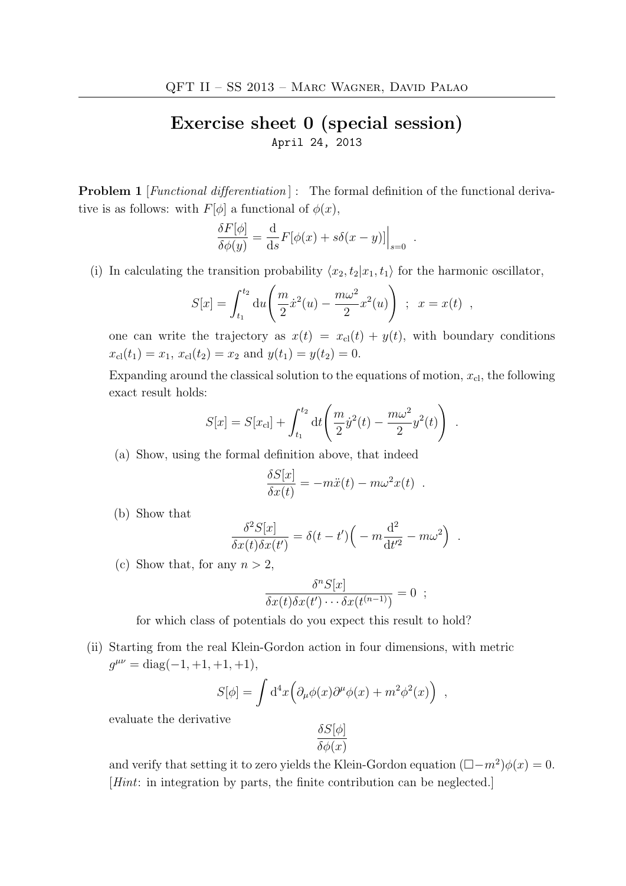# Exercise sheet 0 (special session)

April 24, 2013

**Problem 1** [*Functional differentiation*] : The formal definition of the functional derivative is as follows: with $F[\phi]$ a functional of $\phi(x)$,

$$\frac{\delta F[\phi]}{\delta \phi(y)} = \frac{\mathrm{d}}{\mathrm{d}s} F[\phi(x) + s\delta(x-y)]\Big|_{s=0} \ .$$

(i) In calculating the transition probability $\langle x_2, t_2 | x_1, t_1 \rangle$ for the harmonic oscillator,

$$S[x] = \int_{t_1}^{t_2} \mathrm{d}u \left( \frac{m}{2}\dot{x}^2(u) - \frac{m\omega^2}{2}x^2(u) \right) \ ; \ \ x = x(t) \ ,$$

one can write the trajectory as $x(t) = x_{\mathrm{cl}}(t) + y(t)$, with boundary conditions $x_{\mathrm{cl}}(t_1) = x_1$, $x_{\mathrm{cl}}(t_2) = x_2$ and $y(t_1) = y(t_2) = 0$.

Expanding around the classical solution to the equations of motion, $x_{\mathrm{cl}}$, the following exact result holds:

$$S[x] = S[x_{\mathrm{cl}}] + \int_{t_1}^{t_2} \mathrm{d}t \left( \frac{m}{2}\dot{y}^2(t) - \frac{m\omega^2}{2}y^2(t) \right) \ .$$

(a) Show, using the formal definition above, that indeed

$$\frac{\delta S[x]}{\delta x(t)} = -m\ddot{x}(t) - m\omega^2 x(t) \ .$$

(b) Show that

$$\frac{\delta^2 S[x]}{\delta x(t)\delta x(t')} = \delta(t-t')\Big( -m\frac{\mathrm{d}^2}{\mathrm{d}t'^2} - m\omega^2 \Big) \ .$$

(c) Show that, for any $n > 2$,

$$\frac{\delta^n S[x]}{\delta x(t)\delta x(t') \cdots \delta x(t^{(n-1)})} = 0 \ ;$$

for which class of potentials do you expect this result to hold?

(ii) Starting from the real Klein-Gordon action in four dimensions, with metric $g^{\mu\nu} = \mathrm{diag}(-1, +1, +1, +1)$,

$$S[\phi] = \int \mathrm{d}^4x \Big( \partial_\mu \phi(x) \partial^\mu \phi(x) + m^2 \phi^2(x) \Big) \ ,$$

evaluate the derivative

$$\frac{\delta S[\phi]}{\delta \phi(x)}$$

and verify that setting it to zero yields the Klein-Gordon equation $(\Box - m^2)\phi(x) = 0$. [*Hint*: in integration by parts, the finite contribution can be neglected.]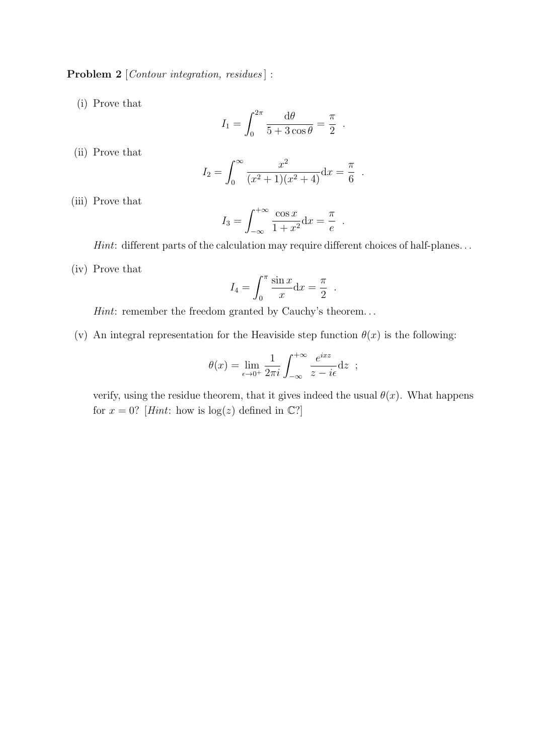**Problem 2** [*Contour integration, residues*] :

(i) Prove that

$$I_1 = \int_0^{2\pi} \frac{\mathrm{d}\theta}{5 + 3\cos\theta} = \frac{\pi}{2} \quad .$$

(ii) Prove that

$$I_2 = \int_0^{\infty} \frac{x^2}{(x^2+1)(x^2+4)}\mathrm{d}x = \frac{\pi}{6} \quad .$$

(iii) Prove that

$$I_3 = \int_{-\infty}^{+\infty} \frac{\cos x}{1+x^2}\mathrm{d}x = \frac{\pi}{e} \quad .$$

*Hint*: different parts of the calculation may require different choices of half-planes. . .

(iv) Prove that

$$I_4 = \int_0^{\pi} \frac{\sin x}{x}\mathrm{d}x = \frac{\pi}{2} \quad .$$

*Hint*: remember the freedom granted by Cauchy's theorem. . .

(v) An integral representation for the Heaviside step function $\theta(x)$ is the following:

$$\theta(x) = \lim_{\epsilon \to 0^+} \frac{1}{2\pi i} \int_{-\infty}^{+\infty} \frac{e^{ixz}}{z - i\epsilon}\mathrm{d}z \quad ;$$

verify, using the residue theorem, that it gives indeed the usual $\theta(x)$. What happens for $x = 0$? [*Hint*: how is $\log(z)$ defined in $\mathbb{C}$?]